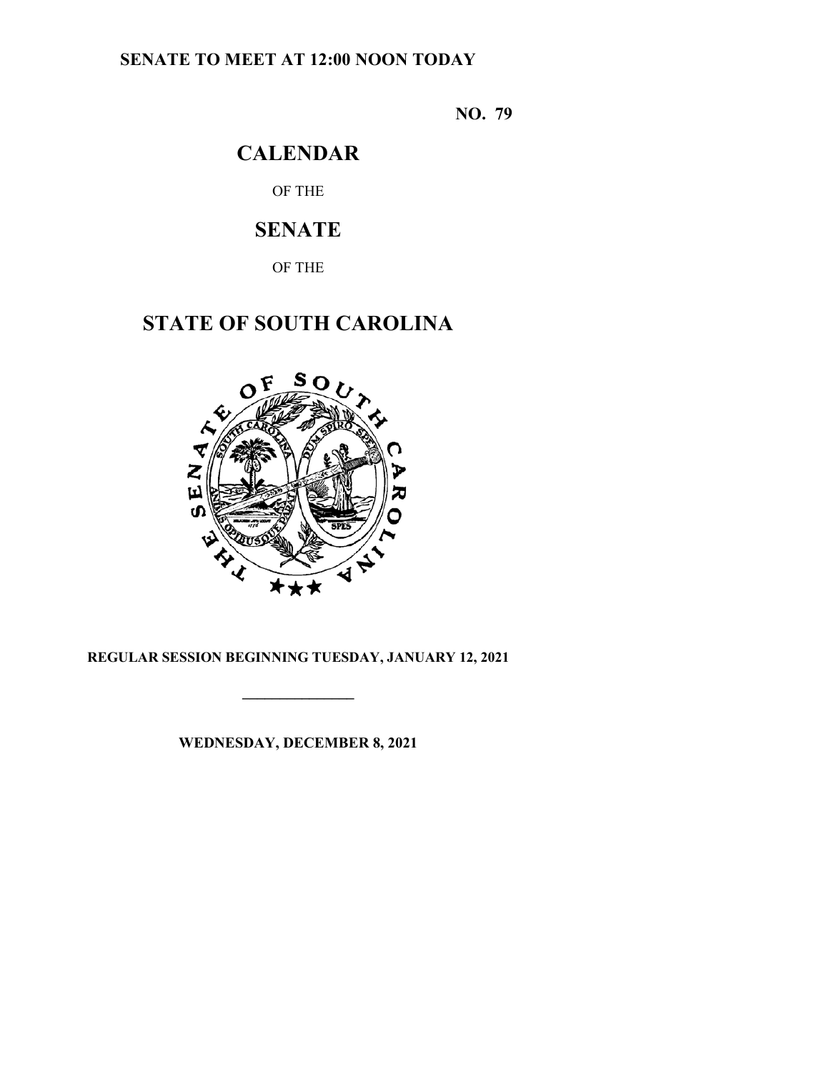**SENATE TO MEET AT 12:00 NOON TODAY**

**NO. 79**

# CALENDAR

OF THE

# SENATE

OF THE

# STATE OF SOUTH CAROLINA

**REGULAR SESSION BEGINNING TUESDAY, JANUARY 12, 2021**

---

**WEDNESDAY, DECEMBER 8, 2021**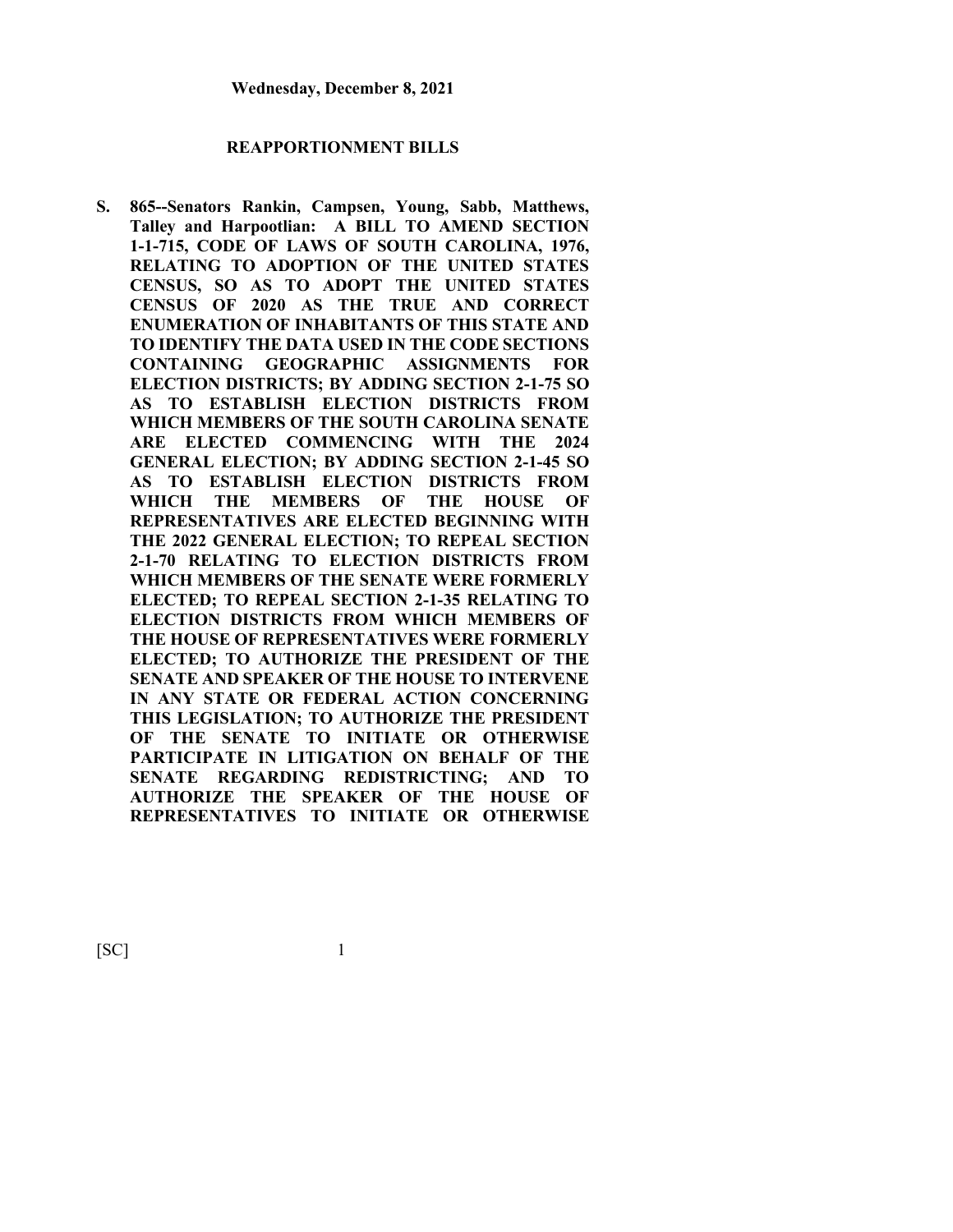**Wednesday, December 8, 2021**

## REAPPORTIONMENT BILLS

**S. 865--Senators Rankin, Campsen, Young, Sabb, Matthews, Talley and Harpootlian: A BILL TO AMEND SECTION 1-1-715, CODE OF LAWS OF SOUTH CAROLINA, 1976, RELATING TO ADOPTION OF THE UNITED STATES CENSUS, SO AS TO ADOPT THE UNITED STATES CENSUS OF 2020 AS THE TRUE AND CORRECT ENUMERATION OF INHABITANTS OF THIS STATE AND TO IDENTIFY THE DATA USED IN THE CODE SECTIONS CONTAINING GEOGRAPHIC ASSIGNMENTS FOR ELECTION DISTRICTS; BY ADDING SECTION 2-1-75 SO AS TO ESTABLISH ELECTION DISTRICTS FROM WHICH MEMBERS OF THE SOUTH CAROLINA SENATE ARE ELECTED COMMENCING WITH THE 2024 GENERAL ELECTION; BY ADDING SECTION 2-1-45 SO AS TO ESTABLISH ELECTION DISTRICTS FROM WHICH THE MEMBERS OF THE HOUSE OF REPRESENTATIVES ARE ELECTED BEGINNING WITH THE 2022 GENERAL ELECTION; TO REPEAL SECTION 2-1-70 RELATING TO ELECTION DISTRICTS FROM WHICH MEMBERS OF THE SENATE WERE FORMERLY ELECTED; TO REPEAL SECTION 2-1-35 RELATING TO ELECTION DISTRICTS FROM WHICH MEMBERS OF THE HOUSE OF REPRESENTATIVES WERE FORMERLY ELECTED; TO AUTHORIZE THE PRESIDENT OF THE SENATE AND SPEAKER OF THE HOUSE TO INTERVENE IN ANY STATE OR FEDERAL ACTION CONCERNING THIS LEGISLATION; TO AUTHORIZE THE PRESIDENT OF THE SENATE TO INITIATE OR OTHERWISE PARTICIPATE IN LITIGATION ON BEHALF OF THE SENATE REGARDING REDISTRICTING; AND TO AUTHORIZE THE SPEAKER OF THE HOUSE OF REPRESENTATIVES TO INITIATE OR OTHERWISE**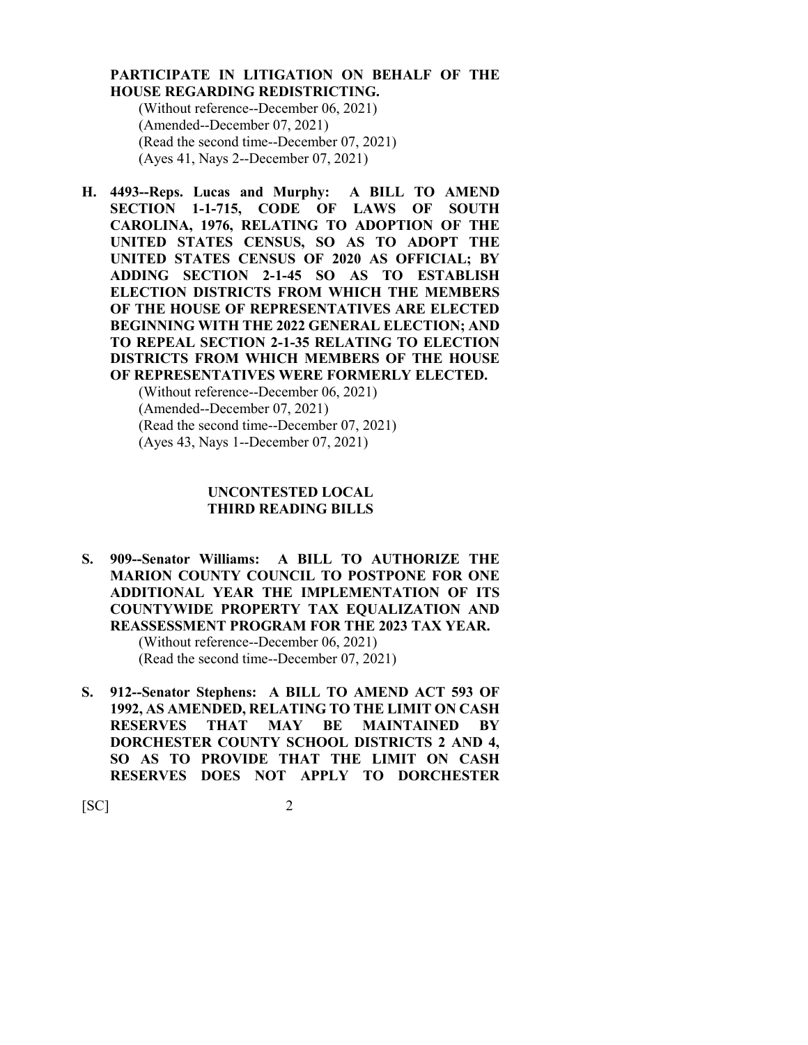**PARTICIPATE IN LITIGATION ON BEHALF OF THE HOUSE REGARDING REDISTRICTING.**

(Without reference--December 06, 2021)
(Amended--December 07, 2021)
(Read the second time--December 07, 2021)
(Ayes 41, Nays 2--December 07, 2021)

**H. 4493--Reps. Lucas and Murphy: A BILL TO AMEND SECTION 1-1-715, CODE OF LAWS OF SOUTH CAROLINA, 1976, RELATING TO ADOPTION OF THE UNITED STATES CENSUS, SO AS TO ADOPT THE UNITED STATES CENSUS OF 2020 AS OFFICIAL; BY ADDING SECTION 2-1-45 SO AS TO ESTABLISH ELECTION DISTRICTS FROM WHICH THE MEMBERS OF THE HOUSE OF REPRESENTATIVES ARE ELECTED BEGINNING WITH THE 2022 GENERAL ELECTION; AND TO REPEAL SECTION 2-1-35 RELATING TO ELECTION DISTRICTS FROM WHICH MEMBERS OF THE HOUSE OF REPRESENTATIVES WERE FORMERLY ELECTED.**

(Without reference--December 06, 2021)
(Amended--December 07, 2021)
(Read the second time--December 07, 2021)
(Ayes 43, Nays 1--December 07, 2021)

## UNCONTESTED LOCAL THIRD READING BILLS

**S. 909--Senator Williams: A BILL TO AUTHORIZE THE MARION COUNTY COUNCIL TO POSTPONE FOR ONE ADDITIONAL YEAR THE IMPLEMENTATION OF ITS COUNTYWIDE PROPERTY TAX EQUALIZATION AND REASSESSMENT PROGRAM FOR THE 2023 TAX YEAR.**

(Without reference--December 06, 2021)
(Read the second time--December 07, 2021)

**S. 912--Senator Stephens: A BILL TO AMEND ACT 593 OF 1992, AS AMENDED, RELATING TO THE LIMIT ON CASH RESERVES THAT MAY BE MAINTAINED BY DORCHESTER COUNTY SCHOOL DISTRICTS 2 AND 4, SO AS TO PROVIDE THAT THE LIMIT ON CASH RESERVES DOES NOT APPLY TO DORCHESTER**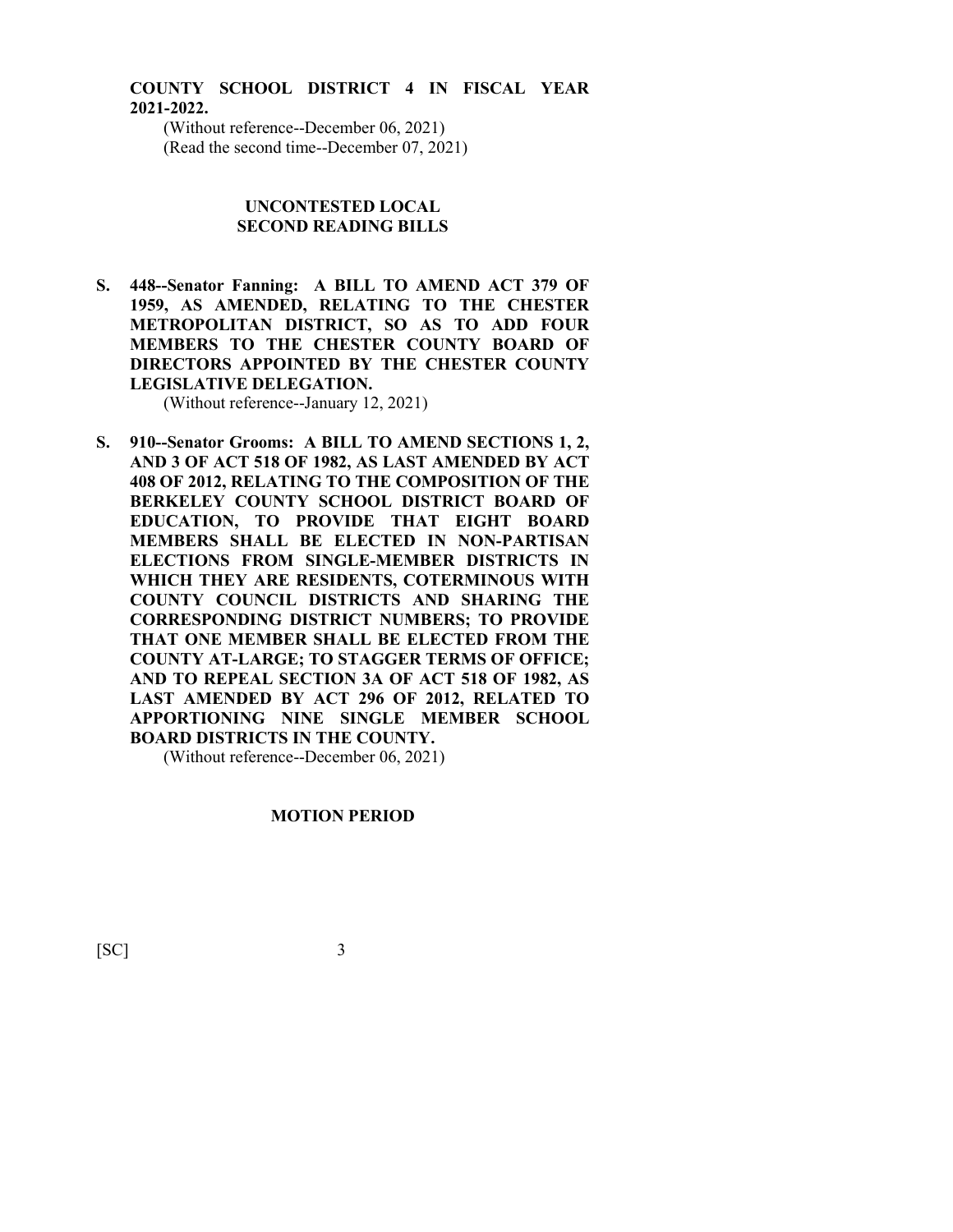**COUNTY SCHOOL DISTRICT 4 IN FISCAL YEAR 2021-2022.**

(Without reference--December 06, 2021)
(Read the second time--December 07, 2021)

## UNCONTESTED LOCAL SECOND READING BILLS

**S. 448--Senator Fanning: A BILL TO AMEND ACT 379 OF 1959, AS AMENDED, RELATING TO THE CHESTER METROPOLITAN DISTRICT, SO AS TO ADD FOUR MEMBERS TO THE CHESTER COUNTY BOARD OF DIRECTORS APPOINTED BY THE CHESTER COUNTY LEGISLATIVE DELEGATION.**

(Without reference--January 12, 2021)

**S. 910--Senator Grooms: A BILL TO AMEND SECTIONS 1, 2, AND 3 OF ACT 518 OF 1982, AS LAST AMENDED BY ACT 408 OF 2012, RELATING TO THE COMPOSITION OF THE BERKELEY COUNTY SCHOOL DISTRICT BOARD OF EDUCATION, TO PROVIDE THAT EIGHT BOARD MEMBERS SHALL BE ELECTED IN NON-PARTISAN ELECTIONS FROM SINGLE-MEMBER DISTRICTS IN WHICH THEY ARE RESIDENTS, COTERMINOUS WITH COUNTY COUNCIL DISTRICTS AND SHARING THE CORRESPONDING DISTRICT NUMBERS; TO PROVIDE THAT ONE MEMBER SHALL BE ELECTED FROM THE COUNTY AT-LARGE; TO STAGGER TERMS OF OFFICE; AND TO REPEAL SECTION 3A OF ACT 518 OF 1982, AS LAST AMENDED BY ACT 296 OF 2012, RELATED TO APPORTIONING NINE SINGLE MEMBER SCHOOL BOARD DISTRICTS IN THE COUNTY.**

(Without reference--December 06, 2021)

## MOTION PERIOD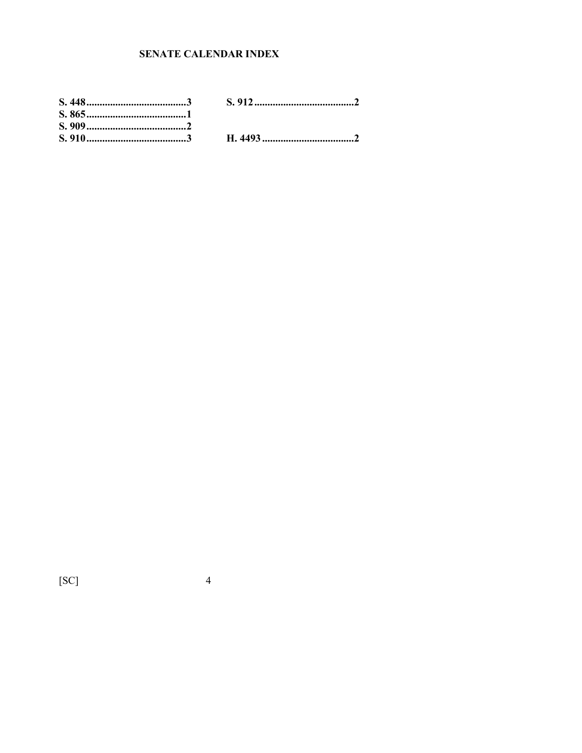**SENATE CALENDAR INDEX**

| | | | |
|---|---|---|---|
| **S. 448** | **3** | **S. 912** | **2** |
| **S. 865** | **1** | | |
| **S. 909** | **2** | | |
| **S. 910** | **3** | **H. 4493** | **2** |

[SC]